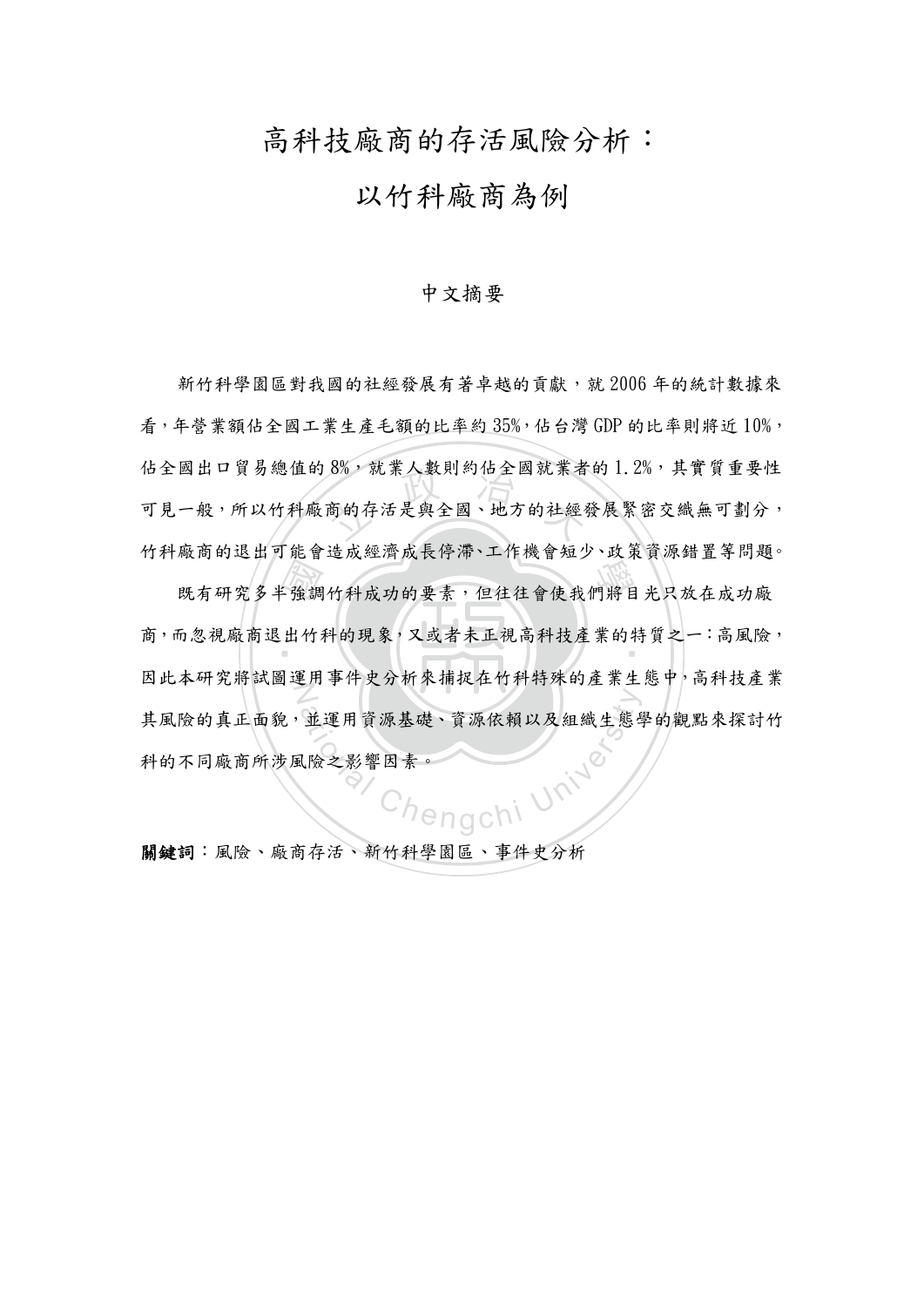# 高科技廠商的存活風險分析：
# 以竹科廠商為例

## 中文摘要

新竹科學園區對我國的社經發展有著卓越的貢獻，就 2006 年的統計數據來看，年營業額佔全國工業生產毛額的比率約 35%，佔台灣 GDP 的比率則將近 10%，佔全國出口貿易總值的 8%，就業人數則約佔全國就業者的 1.2%，其實質重要性可見一般，所以竹科廠商的存活是與全國、地方的社經發展緊密交織無可劃分，竹科廠商的退出可能會造成經濟成長停滯、工作機會短少、政策資源錯置等問題。

既有研究多半強調竹科成功的要素，但往往會使我們將目光只放在成功廠商，而忽視廠商退出竹科的現象，又或者未正視高科技產業的特質之一：高風險，因此本研究將試圖運用事件史分析來捕捉在竹科特殊的產業生態中，高科技產業其風險的真正面貌，並運用資源基礎、資源依賴以及組織生態學的觀點來探討竹科的不同廠商所涉風險之影響因素。

**關鍵詞**：風險、廠商存活、新竹科學園區、事件史分析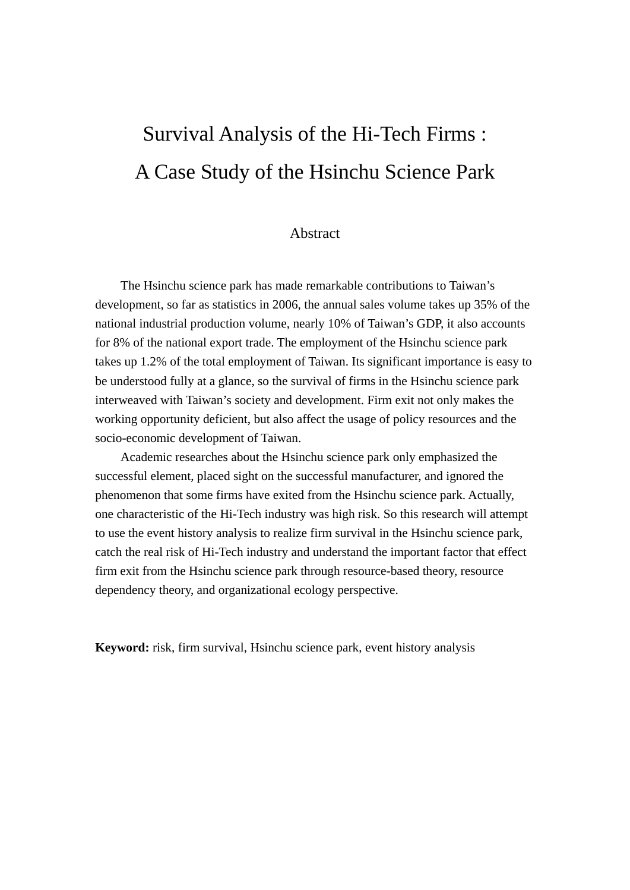# Survival Analysis of the Hi-Tech Firms : A Case Study of the Hsinchu Science Park

## Abstract

The Hsinchu science park has made remarkable contributions to Taiwan's development, so far as statistics in 2006, the annual sales volume takes up 35% of the national industrial production volume, nearly 10% of Taiwan's GDP, it also accounts for 8% of the national export trade. The employment of the Hsinchu science park takes up 1.2% of the total employment of Taiwan. Its significant importance is easy to be understood fully at a glance, so the survival of firms in the Hsinchu science park interweaved with Taiwan's society and development. Firm exit not only makes the working opportunity deficient, but also affect the usage of policy resources and the socio-economic development of Taiwan.

Academic researches about the Hsinchu science park only emphasized the successful element, placed sight on the successful manufacturer, and ignored the phenomenon that some firms have exited from the Hsinchu science park. Actually, one characteristic of the Hi-Tech industry was high risk. So this research will attempt to use the event history analysis to realize firm survival in the Hsinchu science park, catch the real risk of Hi-Tech industry and understand the important factor that effect firm exit from the Hsinchu science park through resource-based theory, resource dependency theory, and organizational ecology perspective.

**Keyword:** risk, firm survival, Hsinchu science park, event history analysis